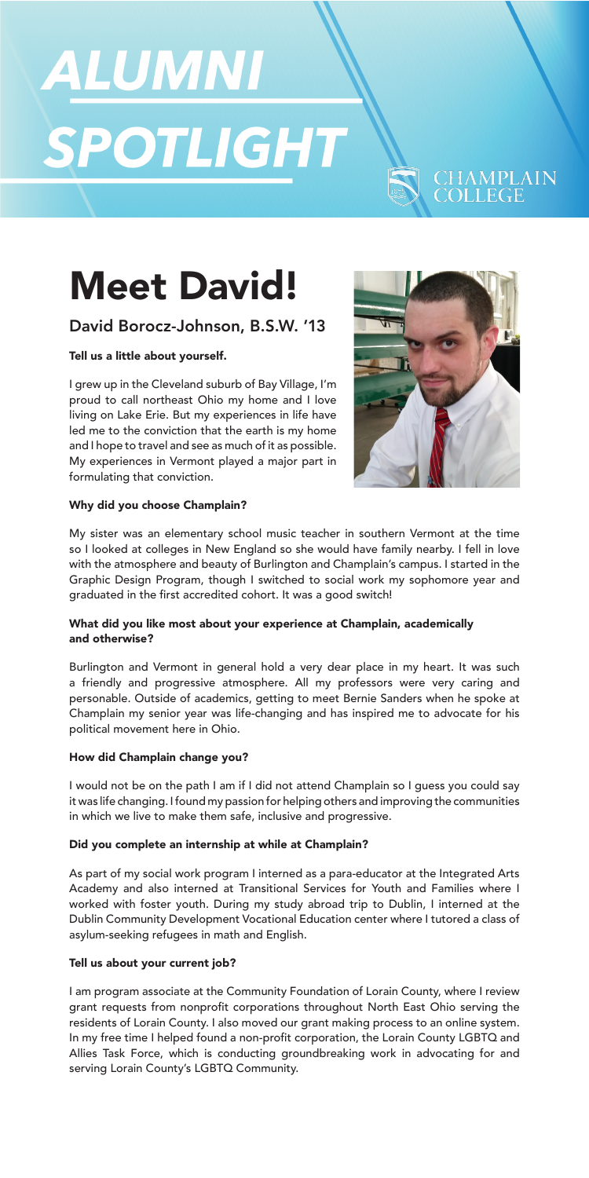# ALUMNI SPOTLIGHT

CHAMPLAIN COLLEGE

# Meet David!

## David Borocz-Johnson, B.S.W. '13

**Tell us a little about yourself.**

I grew up in the Cleveland suburb of Bay Village, I'm proud to call northeast Ohio my home and I love living on Lake Erie. But my experiences in life have led me to the conviction that the earth is my home and I hope to travel and see as much of it as possible. My experiences in Vermont played a major part in formulating that conviction.

**Why did you choose Champlain?**

My sister was an elementary school music teacher in southern Vermont at the time so I looked at colleges in New England so she would have family nearby. I fell in love with the atmosphere and beauty of Burlington and Champlain's campus. I started in the Graphic Design Program, though I switched to social work my sophomore year and graduated in the first accredited cohort. It was a good switch!

**What did you like most about your experience at Champlain, academically and otherwise?**

Burlington and Vermont in general hold a very dear place in my heart. It was such a friendly and progressive atmosphere. All my professors were very caring and personable. Outside of academics, getting to meet Bernie Sanders when he spoke at Champlain my senior year was life-changing and has inspired me to advocate for his political movement here in Ohio.

**How did Champlain change you?**

I would not be on the path I am if I did not attend Champlain so I guess you could say it was life changing. I found my passion for helping others and improving the communities in which we live to make them safe, inclusive and progressive.

**Did you complete an internship at while at Champlain?**

As part of my social work program I interned as a para-educator at the Integrated Arts Academy and also interned at Transitional Services for Youth and Families where I worked with foster youth. During my study abroad trip to Dublin, I interned at the Dublin Community Development Vocational Education center where I tutored a class of asylum-seeking refugees in math and English.

**Tell us about your current job?**

I am program associate at the Community Foundation of Lorain County, where I review grant requests from nonprofit corporations throughout North East Ohio serving the residents of Lorain County. I also moved our grant making process to an online system. In my free time I helped found a non-profit corporation, the Lorain County LGBTQ and Allies Task Force, which is conducting groundbreaking work in advocating for and serving Lorain County's LGBTQ Community.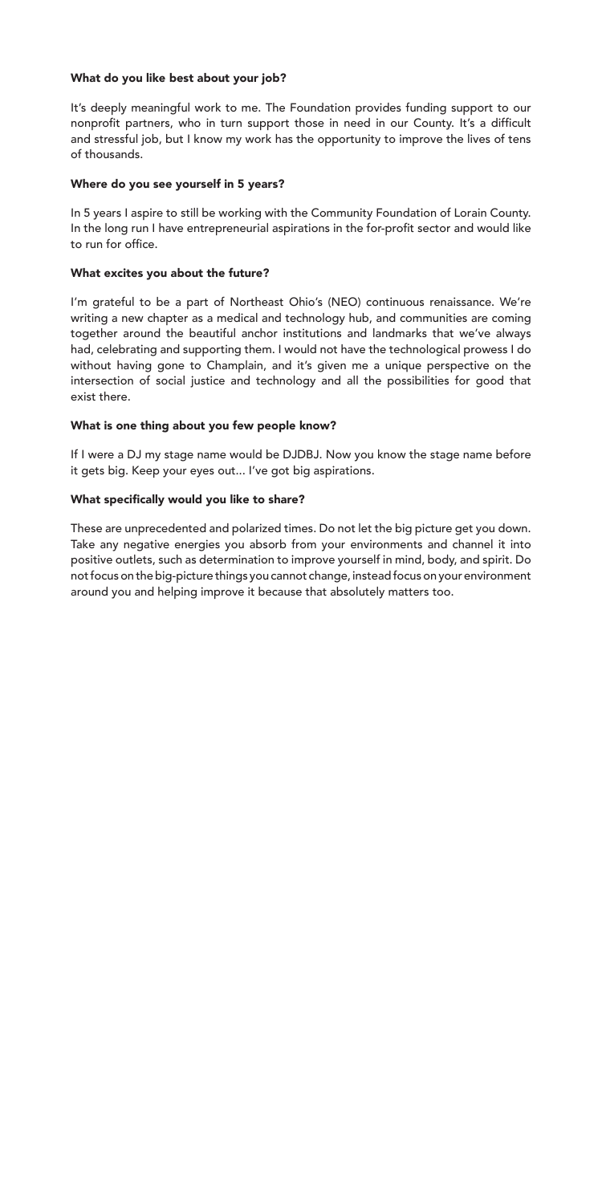**What do you like best about your job?**

It's deeply meaningful work to me. The Foundation provides funding support to our nonprofit partners, who in turn support those in need in our County. It's a difficult and stressful job, but I know my work has the opportunity to improve the lives of tens of thousands.

**Where do you see yourself in 5 years?**

In 5 years I aspire to still be working with the Community Foundation of Lorain County. In the long run I have entrepreneurial aspirations in the for-profit sector and would like to run for office.

**What excites you about the future?**

I'm grateful to be a part of Northeast Ohio's (NEO) continuous renaissance. We're writing a new chapter as a medical and technology hub, and communities are coming together around the beautiful anchor institutions and landmarks that we've always had, celebrating and supporting them. I would not have the technological prowess I do without having gone to Champlain, and it's given me a unique perspective on the intersection of social justice and technology and all the possibilities for good that exist there.

**What is one thing about you few people know?**

If I were a DJ my stage name would be DJDBJ. Now you know the stage name before it gets big. Keep your eyes out... I've got big aspirations.

**What specifically would you like to share?**

These are unprecedented and polarized times. Do not let the big picture get you down. Take any negative energies you absorb from your environments and channel it into positive outlets, such as determination to improve yourself in mind, body, and spirit. Do not focus on the big-picture things you cannot change, instead focus on your environment around you and helping improve it because that absolutely matters too.